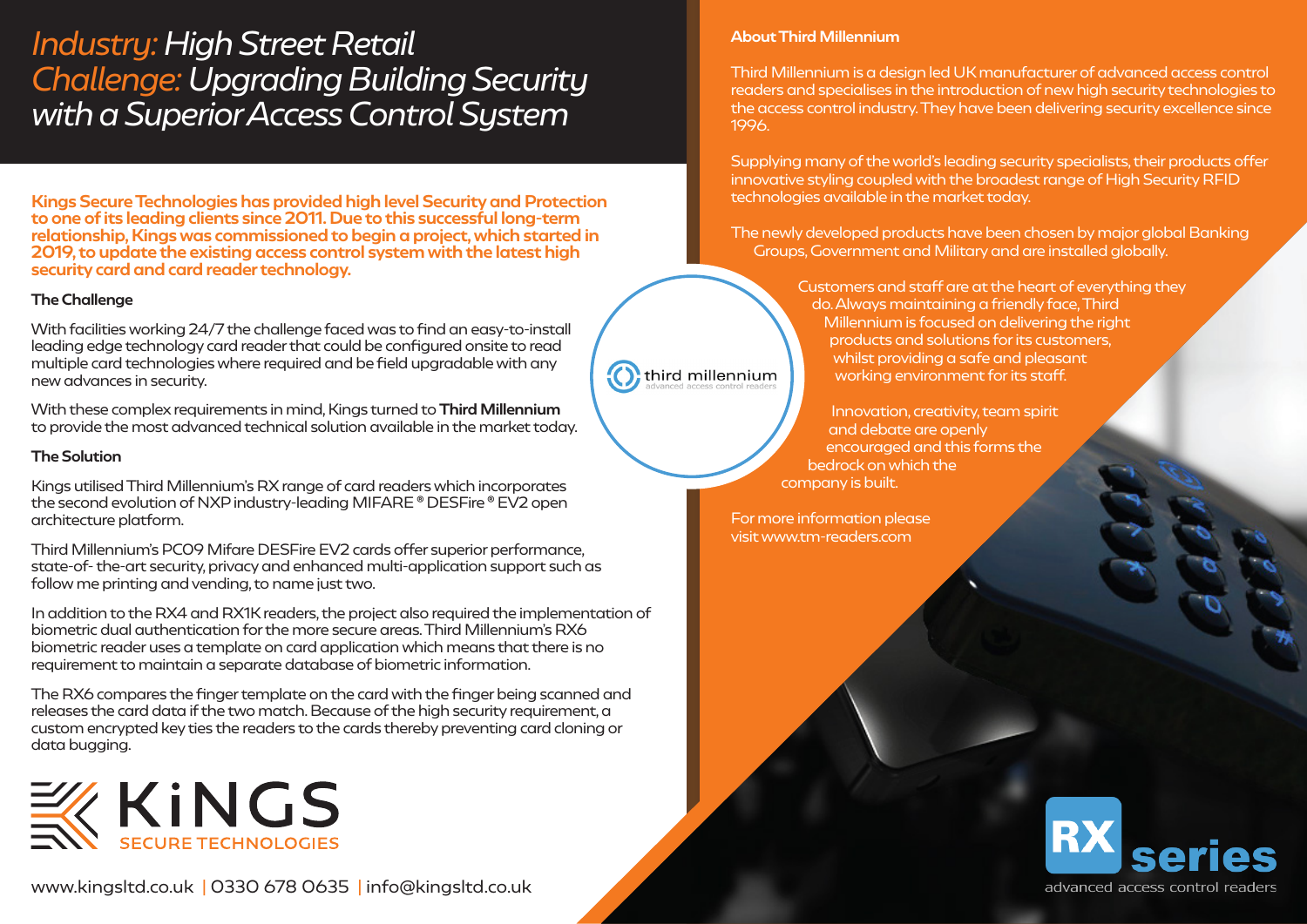# *Industry:* High Street Retail
# *Challenge:* Upgrading Building Security with a Superior Access Control System

**Kings Secure Technologies has provided high level Security and Protection to one of its leading clients since 2011. Due to this successful long-term relationship, Kings was commissioned to begin a project, which started in 2019, to update the existing access control system with the latest high security card and card reader technology.**

### The Challenge

With facilities working 24/7 the challenge faced was to find an easy-to-install leading edge technology card reader that could be configured onsite to read multiple card technologies where required and be field upgradable with any new advances in security.

With these complex requirements in mind, Kings turned to **Third Millennium** to provide the most advanced technical solution available in the market today.

### The Solution

Kings utilised Third Millennium's RX range of card readers which incorporates the second evolution of NXP industry-leading MIFARE® DESFire® EV2 open architecture platform.

Third Millennium's PC09 Mifare DESFire EV2 cards offer superior performance, state-of- the-art security, privacy and enhanced multi-application support such as follow me printing and vending, to name just two.

In addition to the RX4 and RX1K readers, the project also required the implementation of biometric dual authentication for the more secure areas. Third Millennium's RX6 biometric reader uses a template on card application which means that there is no requirement to maintain a separate database of biometric information.

The RX6 compares the finger template on the card with the finger being scanned and releases the card data if the two match. Because of the high security requirement, a custom encrypted key ties the readers to the cards thereby preventing card cloning or data bugging.

KINGS SECURE TECHNOLOGIES

www.kingsltd.co.uk | 0330 678 0635 | info@kingsltd.co.uk

### About Third Millennium

third millennium advanced access control readers

Third Millennium is a design led UK manufacturer of advanced access control readers and specialises in the introduction of new high security technologies to the access control industry. They have been delivering security excellence since 1996.

Supplying many of the world's leading security specialists, their products offer innovative styling coupled with the broadest range of High Security RFID technologies available in the market today.

The newly developed products have been chosen by major global Banking Groups, Government and Military and are installed globally.

Customers and staff are at the heart of everything they do. Always maintaining a friendly face, Third Millennium is focused on delivering the right products and solutions for its customers, whilst providing a safe and pleasant working environment for its staff.

Innovation, creativity, team spirit and debate are openly encouraged and this forms the bedrock on which the company is built.

For more information please visit www.tm-readers.com

RX series
advanced access control readers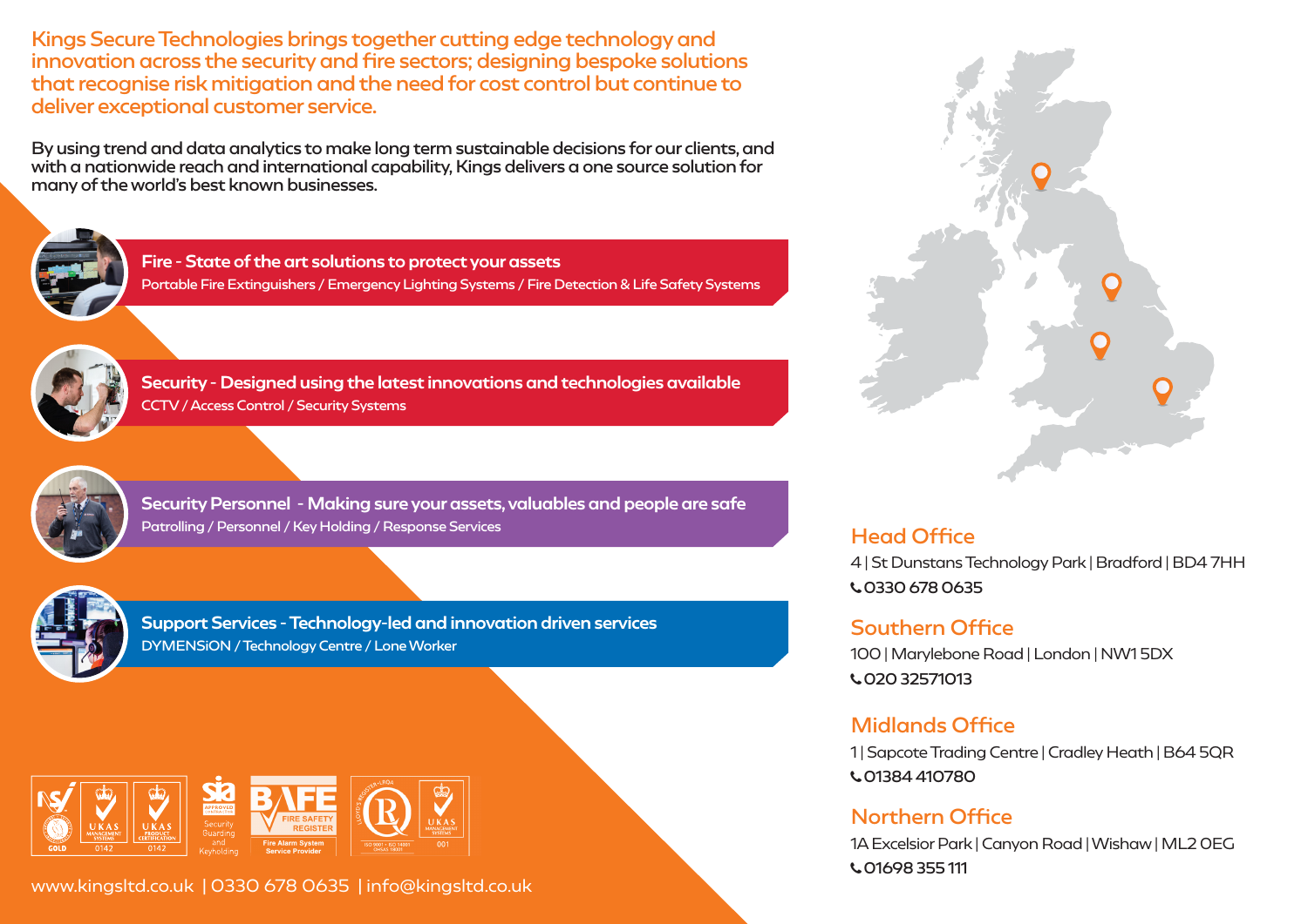Kings Secure Technologies brings together cutting edge technology and innovation across the security and fire sectors; designing bespoke solutions that recognise risk mitigation and the need for cost control but continue to deliver exceptional customer service.

By using trend and data analytics to make long term sustainable decisions for our clients, and with a nationwide reach and international capability, Kings delivers a one source solution for many of the world's best known businesses.

**Fire - State of the art solutions to protect your assets**
Portable Fire Extinguishers / Emergency Lighting Systems / Fire Detection & Life Safety Systems

**Security - Designed using the latest innovations and technologies available**
CCTV / Access Control / Security Systems

**Security Personnel - Making sure your assets, valuables and people are safe**
Patrolling / Personnel / Key Holding / Response Services

**Support Services - Technology-led and innovation driven services**
DYMENSiON / Technology Centre / Lone Worker

www.kingsltd.co.uk | 0330 678 0635 | info@kingsltd.co.uk

## Head Office

4 | St Dunstans Technology Park | Bradford | BD4 7HH
0330 678 0635

## Southern Office

100 | Marylebone Road | London | NW1 5DX
020 32571013

## Midlands Office

1 | Sapcote Trading Centre | Cradley Heath | B64 5QR
01384 410780

## Northern Office

1A Excelsior Park | Canyon Road | Wishaw | ML2 0EG
01698 355 111